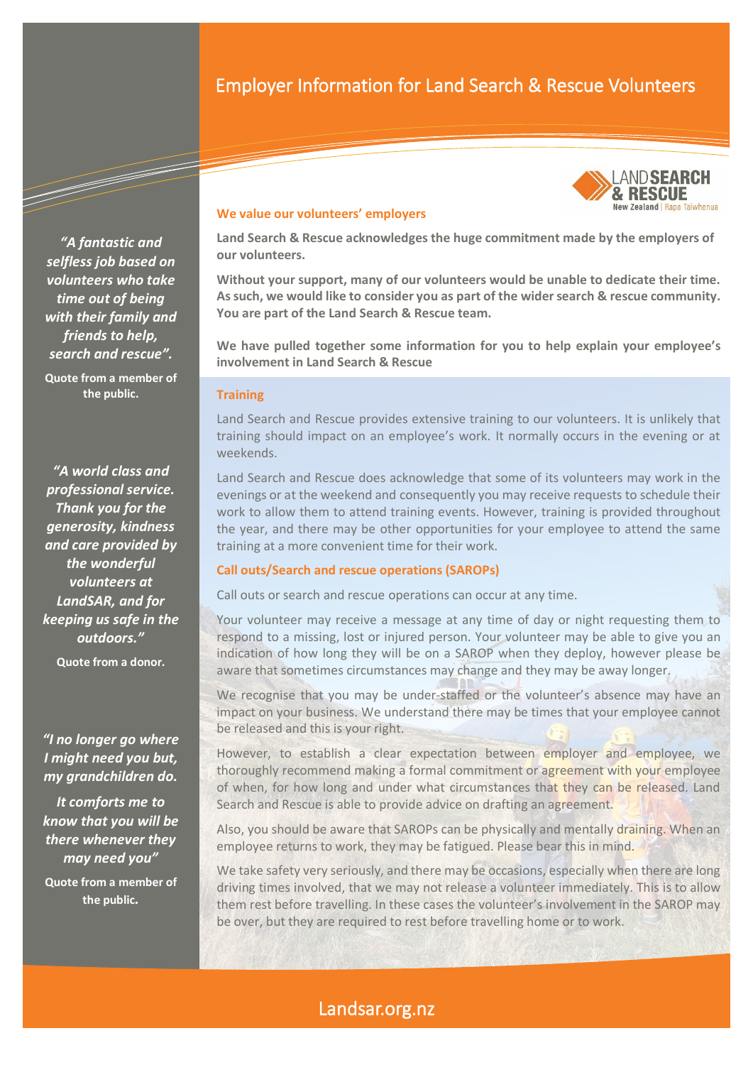# Employer Information for Land Search & Rescue Volunteers

## We value our volunteers' employers

**Land Search & Rescue acknowledges the huge commitment made by the employers of our volunteers.**

**Without your support, many of our volunteers would be unable to dedicate their time. As such, we would like to consider you as part of the wider search & rescue community. You are part of the Land Search & Rescue team.**

**We have pulled together some information for you to help explain your employee's involvement in Land Search & Rescue**

### Training

Land Search and Rescue provides extensive training to our volunteers. It is unlikely that training should impact on an employee's work. It normally occurs in the evening or at weekends.

Land Search and Rescue does acknowledge that some of its volunteers may work in the evenings or at the weekend and consequently you may receive requests to schedule their work to allow them to attend training events. However, training is provided throughout the year, and there may be other opportunities for your employee to attend the same training at a more convenient time for their work.

### Call outs/Search and rescue operations (SAROPs)

Call outs or search and rescue operations can occur at any time.

Your volunteer may receive a message at any time of day or night requesting them to respond to a missing, lost or injured person. Your volunteer may be able to give you an indication of how long they will be on a SAROP when they deploy, however please be aware that sometimes circumstances may change and they may be away longer.

We recognise that you may be under-staffed or the volunteer's absence may have an impact on your business. We understand there may be times that your employee cannot be released and this is your right.

However, to establish a clear expectation between employer and employee, we thoroughly recommend making a formal commitment or agreement with your employee of when, for how long and under what circumstances that they can be released. Land Search and Rescue is able to provide advice on drafting an agreement.

Also, you should be aware that SAROPs can be physically and mentally draining. When an employee returns to work, they may be fatigued. Please bear this in mind.

We take safety very seriously, and there may be occasions, especially when there are long driving times involved, that we may not release a volunteer immediately. This is to allow them rest before travelling. In these cases the volunteer's involvement in the SAROP may be over, but they are required to rest before travelling home or to work.

---

*"A fantastic and selfless job based on volunteers who take time out of being with their family and friends to help, search and rescue".*

**Quote from a member of the public.**

*"A world class and professional service. Thank you for the generosity, kindness and care provided by the wonderful volunteers at LandSAR, and for keeping us safe in the outdoors."*

**Quote from a donor.**

*"I no longer go where I might need you but, my grandchildren do.*

*It comforts me to know that you will be there whenever they may need you"*

**Quote from a member of the public.**

Landsar.org.nz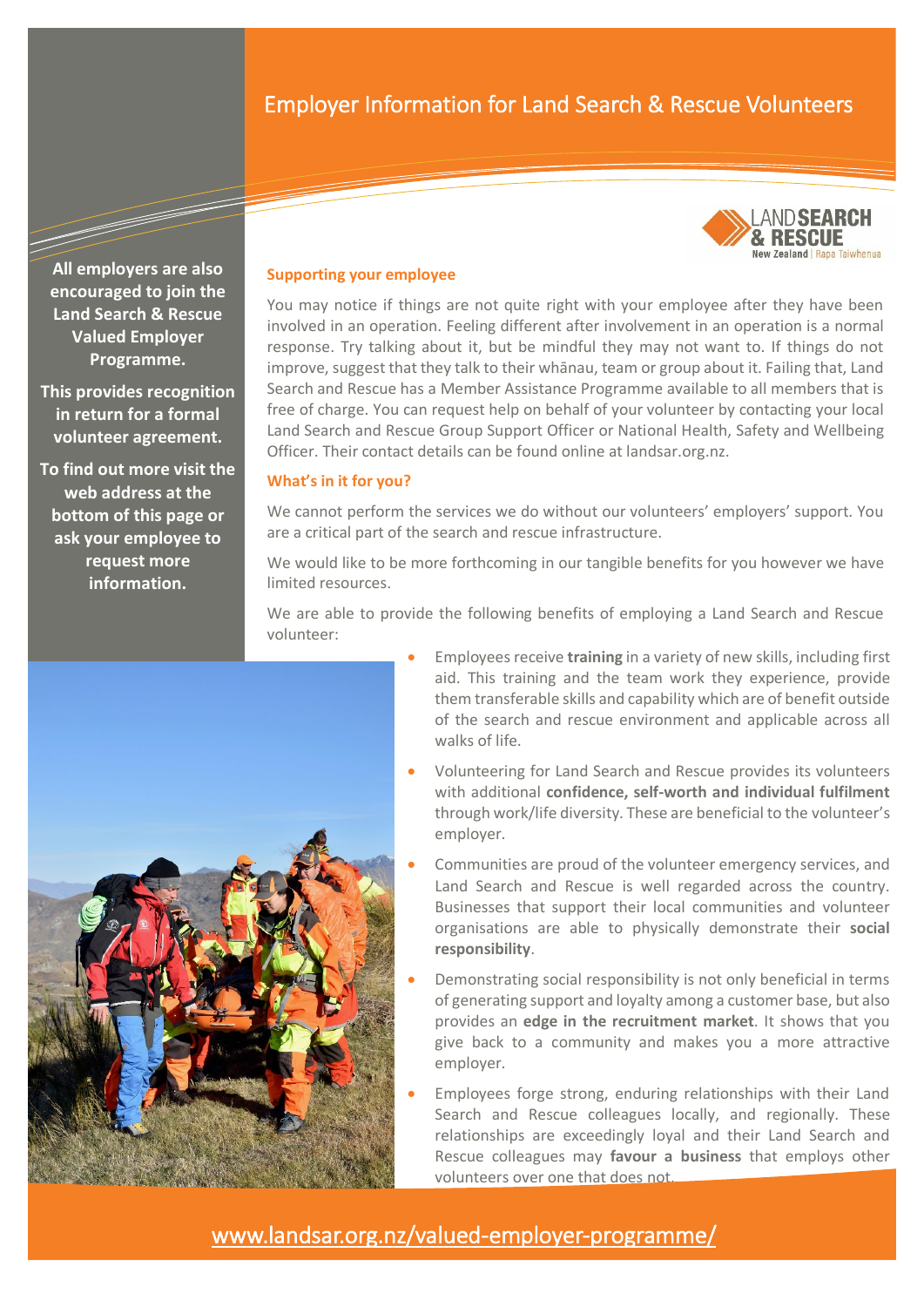# Employer Information for Land Search & Rescue Volunteers

**All employers are also encouraged to join the Land Search & Rescue Valued Employer Programme.**

**This provides recognition in return for a formal volunteer agreement.**

**To find out more visit the web address at the bottom of this page or ask your employee to request more information.**

## Supporting your employee

You may notice if things are not quite right with your employee after they have been involved in an operation. Feeling different after involvement in an operation is a normal response. Try talking about it, but be mindful they may not want to. If things do not improve, suggest that they talk to their whānau, team or group about it. Failing that, Land Search and Rescue has a Member Assistance Programme available to all members that is free of charge. You can request help on behalf of your volunteer by contacting your local Land Search and Rescue Group Support Officer or National Health, Safety and Wellbeing Officer. Their contact details can be found online at landsar.org.nz.

## What's in it for you?

We cannot perform the services we do without our volunteers' employers' support. You are a critical part of the search and rescue infrastructure.

We would like to be more forthcoming in our tangible benefits for you however we have limited resources.

We are able to provide the following benefits of employing a Land Search and Rescue volunteer:

- Employees receive **training** in a variety of new skills, including first aid. This training and the team work they experience, provide them transferable skills and capability which are of benefit outside of the search and rescue environment and applicable across all walks of life.
- Volunteering for Land Search and Rescue provides its volunteers with additional **confidence, self-worth and individual fulfilment** through work/life diversity. These are beneficial to the volunteer's employer.
- Communities are proud of the volunteer emergency services, and Land Search and Rescue is well regarded across the country. Businesses that support their local communities and volunteer organisations are able to physically demonstrate their **social responsibility**.
- Demonstrating social responsibility is not only beneficial in terms of generating support and loyalty among a customer base, but also provides an **edge in the recruitment market**. It shows that you give back to a community and makes you a more attractive employer.
- Employees forge strong, enduring relationships with their Land Search and Rescue colleagues locally, and regionally. These relationships are exceedingly loyal and their Land Search and Rescue colleagues may **favour a business** that employs other volunteers over one that does not.

www.landsar.org.nz/valued-employer-programme/